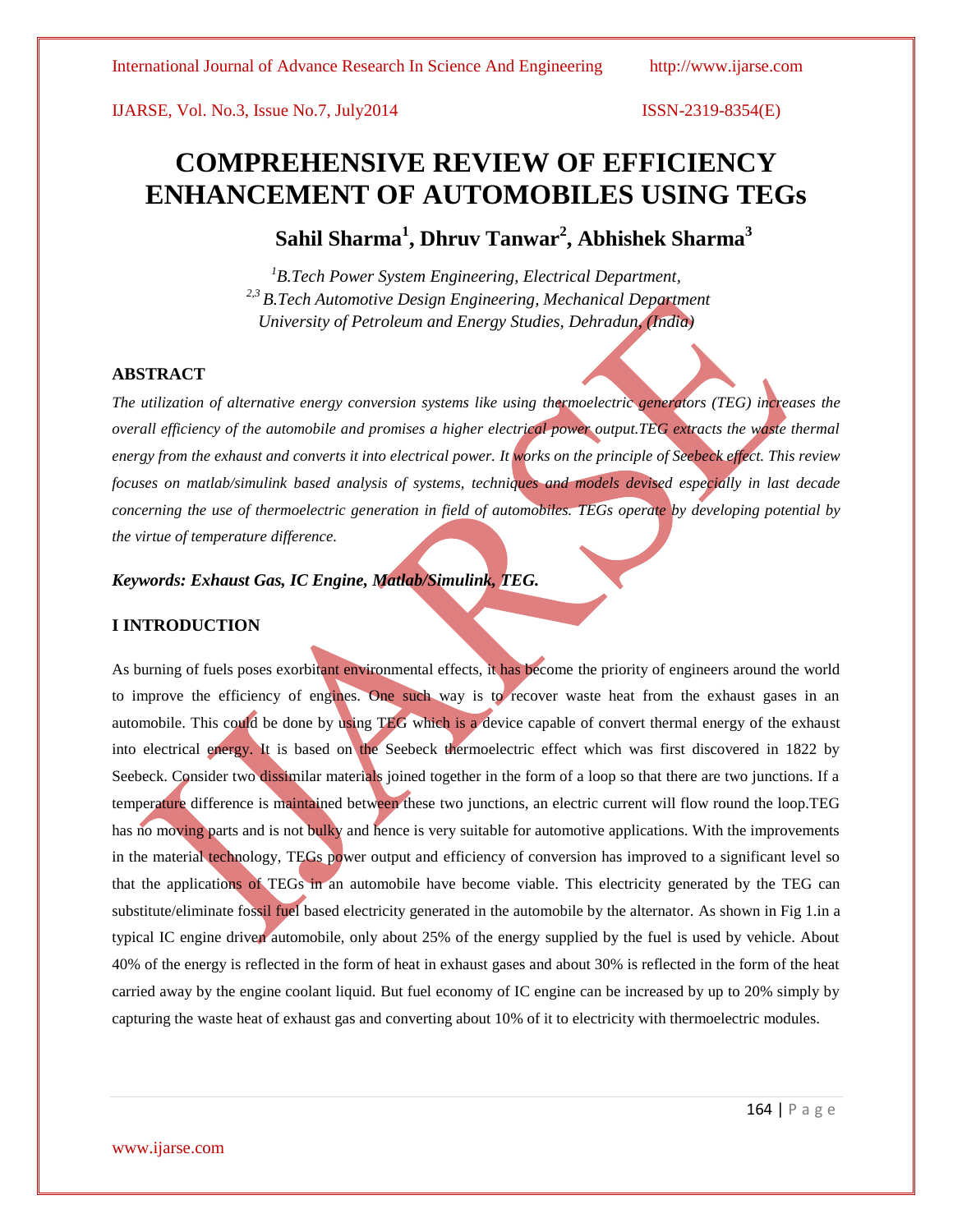# COMPREHENSIVE REVIEW OF EFFICIENCY ENHANCEMENT OF AUTOMOBILES USING TEGs

**Sahil Sharma[1], Dhruv Tanwar[2], Abhishek Sharma[3]**

*[1]B.Tech Power System Engineering, Electrical Department,*
*[2,3] B.Tech Automotive Design Engineering, Mechanical Department*
*University of Petroleum and Energy Studies, Dehradun, (India)*

## ABSTRACT

*The utilization of alternative energy conversion systems like using thermoelectric generators (TEG) increases the overall efficiency of the automobile and promises a higher electrical power output.TEG extracts the waste thermal energy from the exhaust and converts it into electrical power. It works on the principle of Seebeck effect. This review focuses on matlab/simulink based analysis of systems, techniques and models devised especially in last decade concerning the use of thermoelectric generation in field of automobiles. TEGs operate by developing potential by the virtue of temperature difference.*

***Keywords: Exhaust Gas, IC Engine, Matlab/Simulink, TEG.***

## I INTRODUCTION

As burning of fuels poses exorbitant environmental effects, it has become the priority of engineers around the world to improve the efficiency of engines. One such way is to recover waste heat from the exhaust gases in an automobile. This could be done by using TEG which is a device capable of convert thermal energy of the exhaust into electrical energy. It is based on the Seebeck thermoelectric effect which was first discovered in 1822 by Seebeck. Consider two dissimilar materials joined together in the form of a loop so that there are two junctions. If a temperature difference is maintained between these two junctions, an electric current will flow round the loop.TEG has no moving parts and is not bulky and hence is very suitable for automotive applications. With the improvements in the material technology, TEGs power output and efficiency of conversion has improved to a significant level so that the applications of TEGs in an automobile have become viable. This electricity generated by the TEG can substitute/eliminate fossil fuel based electricity generated in the automobile by the alternator. As shown in Fig 1.in a typical IC engine driven automobile, only about 25% of the energy supplied by the fuel is used by vehicle. About 40% of the energy is reflected in the form of heat in exhaust gases and about 30% is reflected in the form of the heat carried away by the engine coolant liquid. But fuel economy of IC engine can be increased by up to 20% simply by capturing the waste heat of exhaust gas and converting about 10% of it to electricity with thermoelectric modules.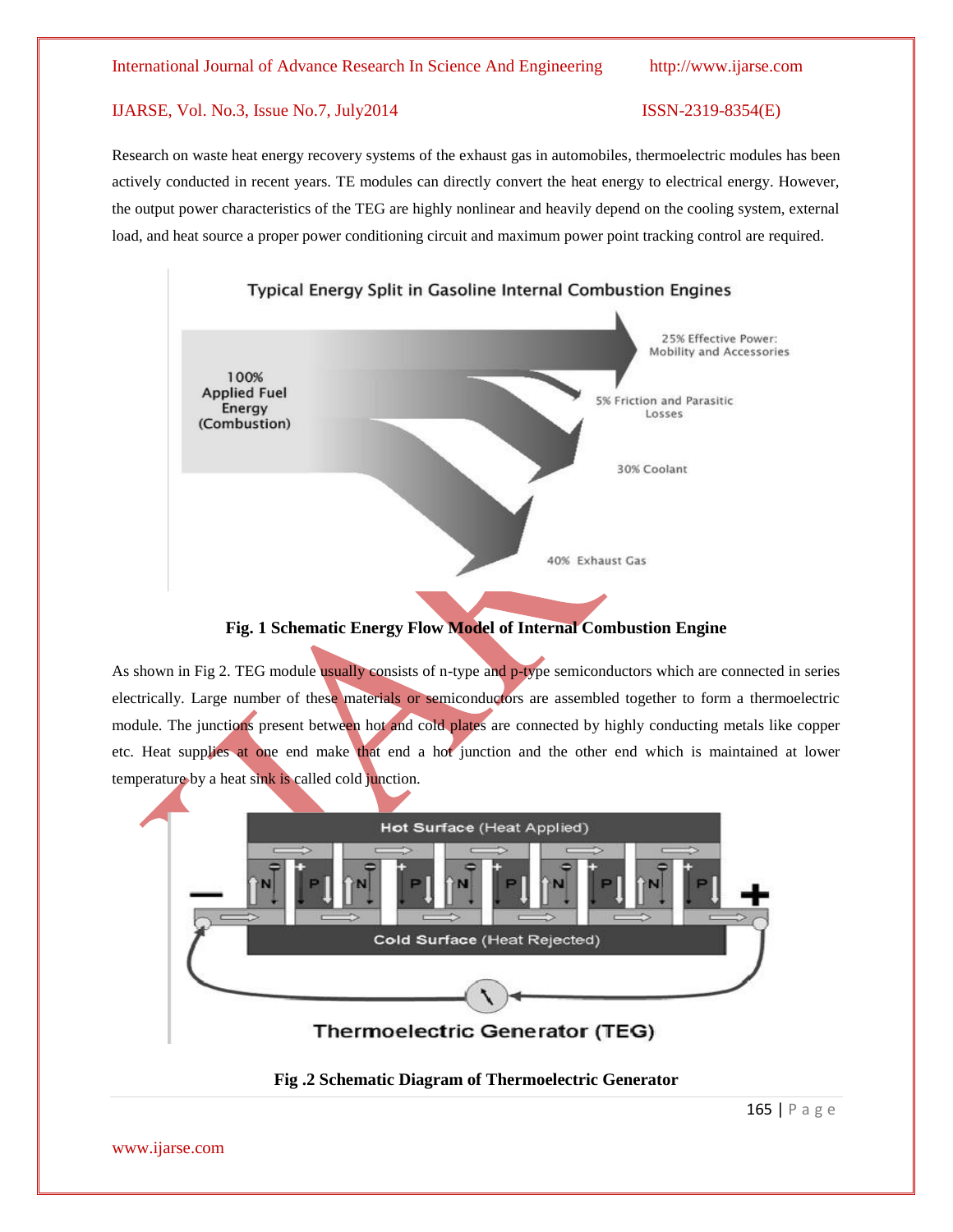Research on waste heat energy recovery systems of the exhaust gas in automobiles, thermoelectric modules has been actively conducted in recent years. TE modules can directly convert the heat energy to electrical energy. However, the output power characteristics of the TEG are highly nonlinear and heavily depend on the cooling system, external load, and heat source a proper power conditioning circuit and maximum power point tracking control are required.

**Fig. 1 Schematic Energy Flow Model of Internal Combustion Engine**

As shown in Fig 2. TEG module usually consists of n-type and p-type semiconductors which are connected in series electrically. Large number of these materials or semiconductors are assembled together to form a thermoelectric module. The junctions present between hot and cold plates are connected by highly conducting metals like copper etc. Heat supplies at one end make that end a hot junction and the other end which is maintained at lower temperature by a heat sink is called cold junction.

**Fig .2 Schematic Diagram of Thermoelectric Generator**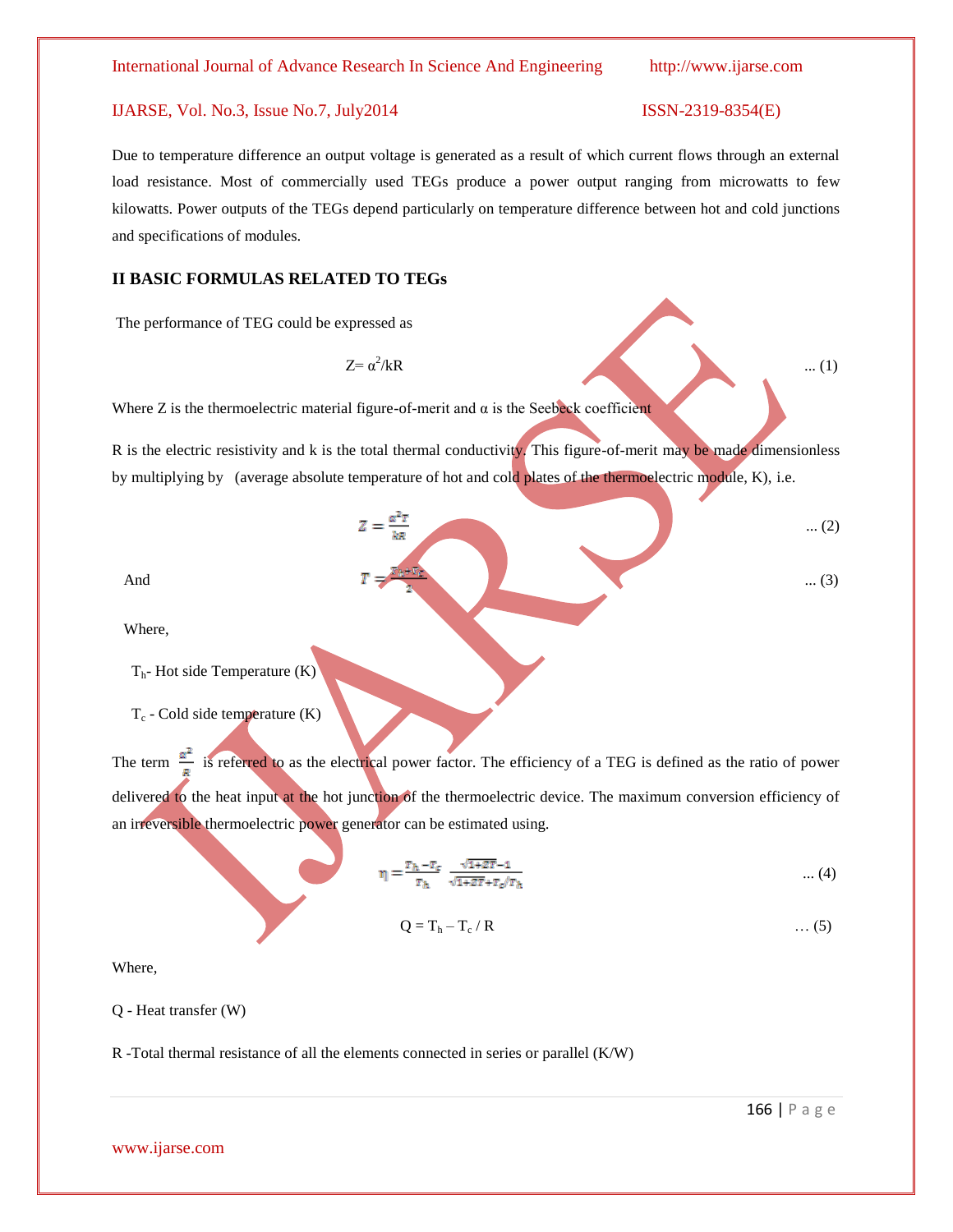Due to temperature difference an output voltage is generated as a result of which current flows through an external load resistance. Most of commercially used TEGs produce a power output ranging from microwatts to few kilowatts. Power outputs of the TEGs depend particularly on temperature difference between hot and cold junctions and specifications of modules.

## II BASIC FORMULAS RELATED TO TEGs

The performance of TEG could be expressed as

$$Z = \alpha^2/kR \quad \dots (1)$$

Where Z is the thermoelectric material figure-of-merit and α is the Seebeck coefficient

R is the electric resistivity and k is the total thermal conductivity. This figure-of-merit may be made dimensionless by multiplying by (average absolute temperature of hot and cold plates of the thermoelectric module, K), i.e.

$$Z = \frac{\alpha^2 T}{kR} \quad \dots (2)$$

And

$$T = \frac{T_h + T_c}{2} \quad \dots (3)$$

Where,

$T_h$- Hot side Temperature (K)

$T_c$ - Cold side temperature (K)

The term $\frac{\alpha^2}{R}$ is referred to as the electrical power factor. The efficiency of a TEG is defined as the ratio of power delivered to the heat input at the hot junction of the thermoelectric device. The maximum conversion efficiency of an irreversible thermoelectric power generator can be estimated using.

$$\eta = \frac{T_h - T_c}{T_h} \cdot \frac{\sqrt{1+ZT} - 1}{\sqrt{1+ZT} + T_c/T_h} \quad \dots (4)$$

$$Q = T_h - T_c / R \quad \dots (5)$$

Where,

Q - Heat transfer (W)

R -Total thermal resistance of all the elements connected in series or parallel (K/W)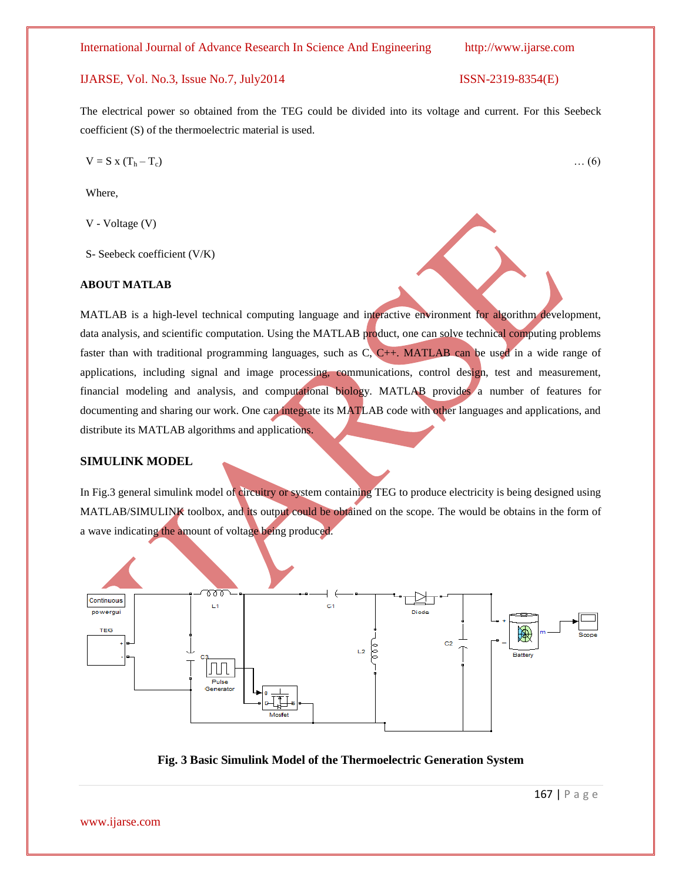The electrical power so obtained from the TEG could be divided into its voltage and current. For this Seebeck coefficient (S) of the thermoelectric material is used.

$$V = S \times (T_h - T_c) \quad \ldots (6)$$

Where,

V - Voltage (V)

S- Seebeck coefficient (V/K)

**ABOUT MATLAB**

MATLAB is a high-level technical computing language and interactive environment for algorithm development, data analysis, and scientific computation. Using the MATLAB product, one can solve technical computing problems faster than with traditional programming languages, such as C, C++. MATLAB can be used in a wide range of applications, including signal and image processing, communications, control design, test and measurement, financial modeling and analysis, and computational biology. MATLAB provides a number of features for documenting and sharing our work. One can integrate its MATLAB code with other languages and applications, and distribute its MATLAB algorithms and applications.

**SIMULINK MODEL**

In Fig.3 general simulink model of circuitry or system containing TEG to produce electricity is being designed using MATLAB/SIMULINK toolbox, and its output could be obtained on the scope. The would be obtains in the form of a wave indicating the amount of voltage being produced.

**Fig. 3 Basic Simulink Model of the Thermoelectric Generation System**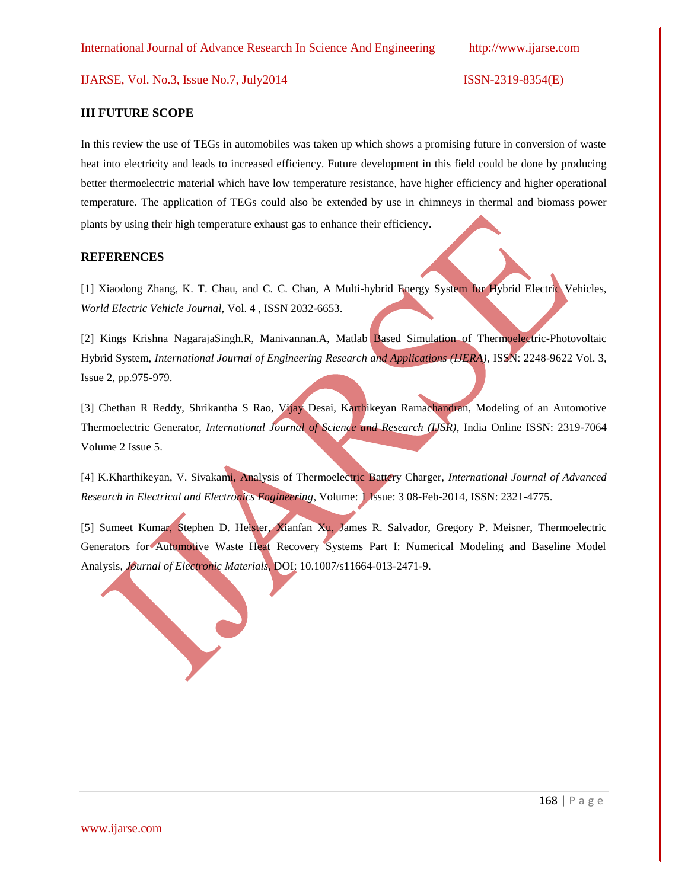## III FUTURE SCOPE

In this review the use of TEGs in automobiles was taken up which shows a promising future in conversion of waste heat into electricity and leads to increased efficiency. Future development in this field could be done by producing better thermoelectric material which have low temperature resistance, have higher efficiency and higher operational temperature. The application of TEGs could also be extended by use in chimneys in thermal and biomass power plants by using their high temperature exhaust gas to enhance their efficiency.

## REFERENCES

[1] Xiaodong Zhang, K. T. Chau, and C. C. Chan, A Multi-hybrid Energy System for Hybrid Electric Vehicles, *World Electric Vehicle Journal,* Vol. 4 , ISSN 2032-6653.

[2] Kings Krishna NagarajaSingh.R, Manivannan.A, Matlab Based Simulation of Thermoelectric-Photovoltaic Hybrid System, *International Journal of Engineering Research and Applications (IJERA)*, ISSN: 2248-9622 Vol. 3, Issue 2, pp.975-979.

[3] Chethan R Reddy, Shrikantha S Rao, Vijay Desai, Karthikeyan Ramachandran, Modeling of an Automotive Thermoelectric Generator, *International Journal of Science and Research (IJSR)*, India Online ISSN: 2319-7064 Volume 2 Issue 5.

[4] K.Kharthikeyan, V. Sivakami, Analysis of Thermoelectric Battery Charger, *International Journal of Advanced Research in Electrical and Electronics Engineering*, Volume: 1 Issue: 3 08-Feb-2014, ISSN: 2321-4775.

[5] Sumeet Kumar, Stephen D. Heister, Xianfan Xu, James R. Salvador, Gregory P. Meisner, Thermoelectric Generators for Automotive Waste Heat Recovery Systems Part I: Numerical Modeling and Baseline Model Analysis, *Journal of Electronic Materials*, DOI: 10.1007/s11664-013-2471-9.